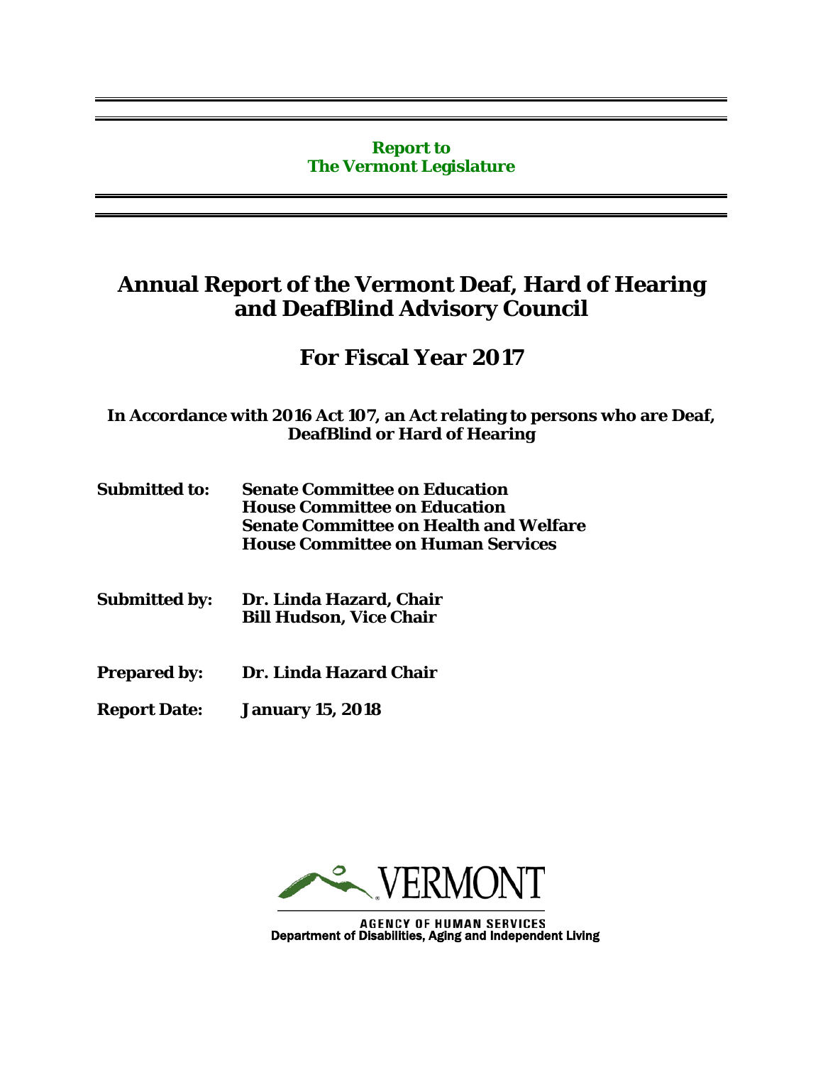**Report to**
**The Vermont Legislature**

# Annual Report of the Vermont Deaf, Hard of Hearing and DeafBlind Advisory Council

## For Fiscal Year 2017

**In Accordance with 2016 Act 107, an Act relating to persons who are Deaf, DeafBlind or Hard of Hearing**

**Submitted to:** **Senate Committee on Education**
**House Committee on Education**
**Senate Committee on Health and Welfare**
**House Committee on Human Services**

**Submitted by:** **Dr. Linda Hazard, Chair**
**Bill Hudson, Vice Chair**

**Prepared by:** **Dr. Linda Hazard Chair**

**Report Date:** **January 15, 2018**

VERMONT

AGENCY OF HUMAN SERVICES
Department of Disabilities, Aging and Independent Living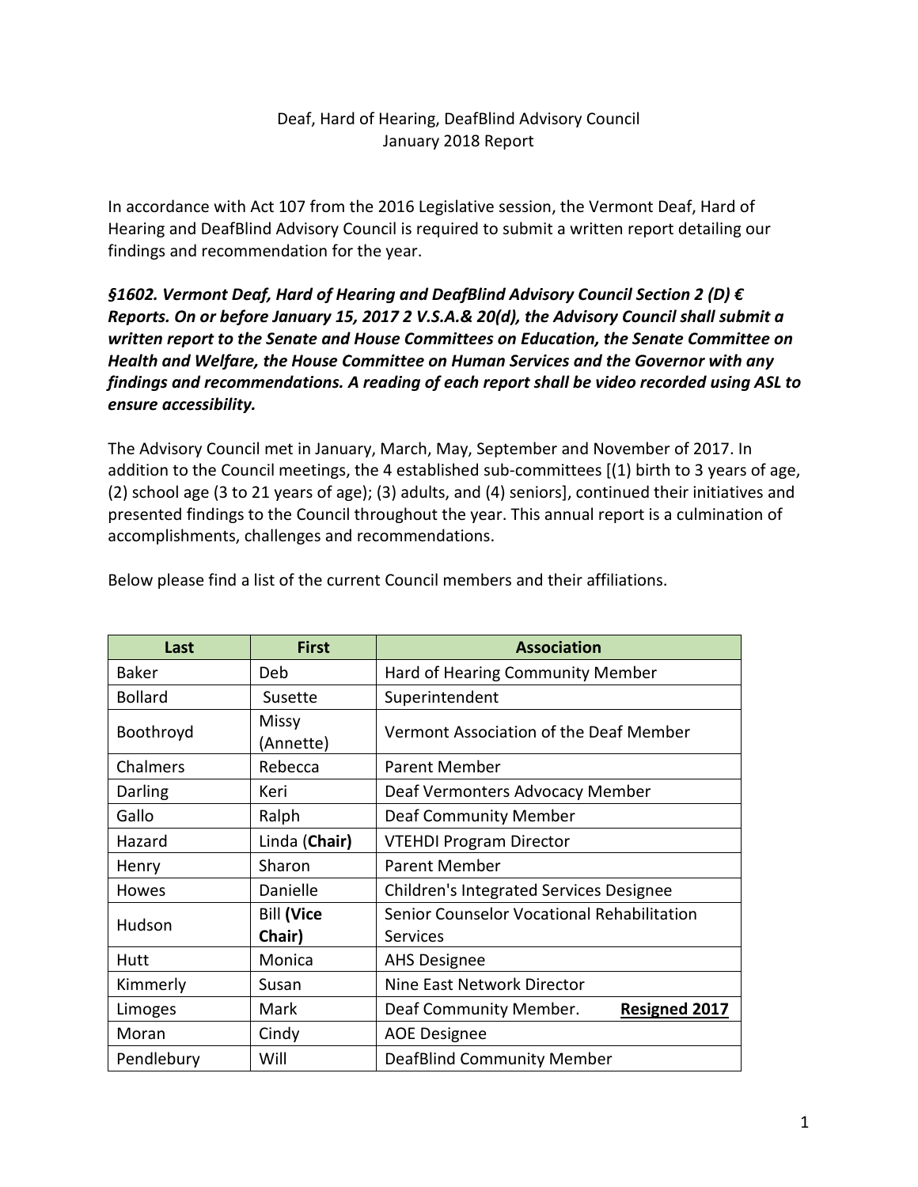Deaf, Hard of Hearing, DeafBlind Advisory Council
January 2018 Report

In accordance with Act 107 from the 2016 Legislative session, the Vermont Deaf, Hard of Hearing and DeafBlind Advisory Council is required to submit a written report detailing our findings and recommendation for the year.

***§1602. Vermont Deaf, Hard of Hearing and DeafBlind Advisory Council Section 2 (D) € Reports. On or before January 15, 2017 2 V.S.A.& 20(d), the Advisory Council shall submit a written report to the Senate and House Committees on Education, the Senate Committee on Health and Welfare, the House Committee on Human Services and the Governor with any findings and recommendations. A reading of each report shall be video recorded using ASL to ensure accessibility.***

The Advisory Council met in January, March, May, September and November of 2017. In addition to the Council meetings, the 4 established sub-committees [(1) birth to 3 years of age, (2) school age (3 to 21 years of age); (3) adults, and (4) seniors], continued their initiatives and presented findings to the Council throughout the year. This annual report is a culmination of accomplishments, challenges and recommendations.

Below please find a list of the current Council members and their affiliations.

| Last | First | Association |
|---|---|---|
| Baker | Deb | Hard of Hearing Community Member |
| Bollard | Susette | Superintendent |
| Boothroyd | Missy (Annette) | Vermont Association of the Deaf Member |
| Chalmers | Rebecca | Parent Member |
| Darling | Keri | Deaf Vermonters Advocacy Member |
| Gallo | Ralph | Deaf Community Member |
| Hazard | Linda (**Chair**) | VTEHDI Program Director |
| Henry | Sharon | Parent Member |
| Howes | Danielle | Children's Integrated Services Designee |
| Hudson | Bill **(Vice Chair)** | Senior Counselor Vocational Rehabilitation Services |
| Hutt | Monica | AHS Designee |
| Kimmerly | Susan | Nine East Network Director |
| Limoges | Mark | Deaf Community Member. **Resigned 2017** |
| Moran | Cindy | AOE Designee |
| Pendlebury | Will | DeafBlind Community Member |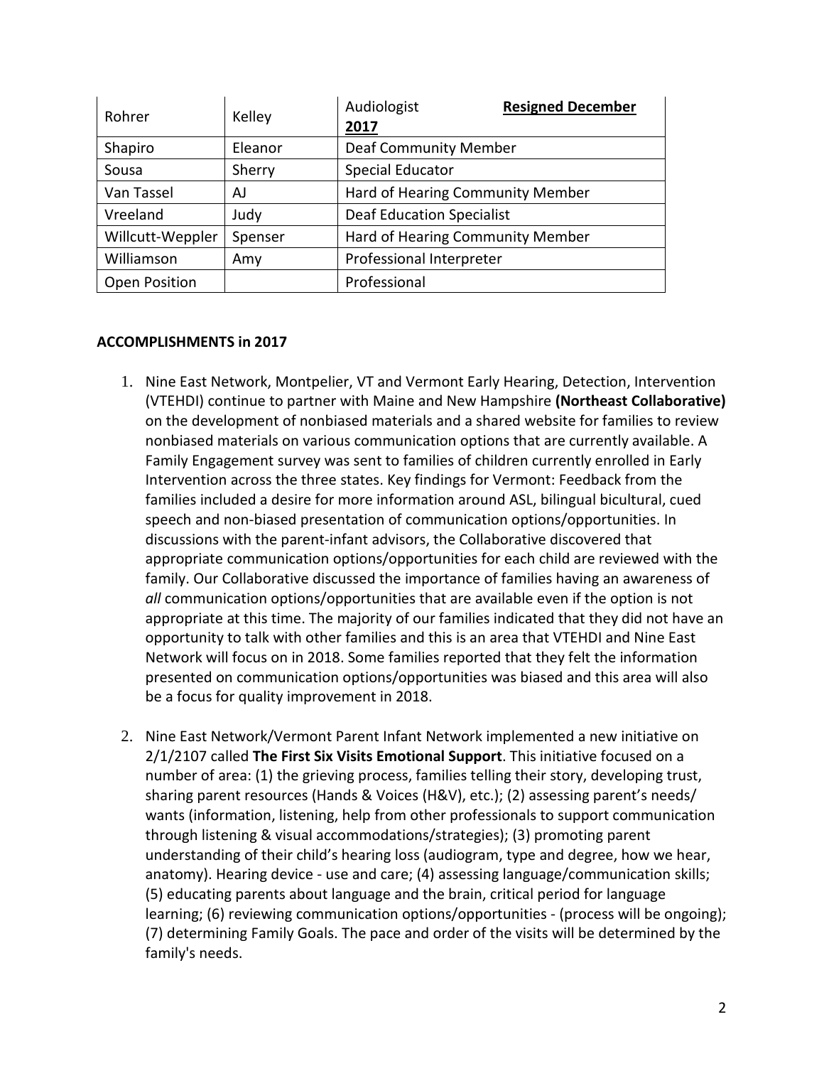| Rohrer | Kelley | Audiologist **Resigned December 2017** |
|---|---|---|
| Shapiro | Eleanor | Deaf Community Member |
| Sousa | Sherry | Special Educator |
| Van Tassel | AJ | Hard of Hearing Community Member |
| Vreeland | Judy | Deaf Education Specialist |
| Willcutt-Weppler | Spenser | Hard of Hearing Community Member |
| Williamson | Amy | Professional Interpreter |
| Open Position | | Professional |

**ACCOMPLISHMENTS in 2017**

1. Nine East Network, Montpelier, VT and Vermont Early Hearing, Detection, Intervention (VTEHDI) continue to partner with Maine and New Hampshire **(Northeast Collaborative)** on the development of nonbiased materials and a shared website for families to review nonbiased materials on various communication options that are currently available. A Family Engagement survey was sent to families of children currently enrolled in Early Intervention across the three states. Key findings for Vermont: Feedback from the families included a desire for more information around ASL, bilingual bicultural, cued speech and non-biased presentation of communication options/opportunities. In discussions with the parent-infant advisors, the Collaborative discovered that appropriate communication options/opportunities for each child are reviewed with the family. Our Collaborative discussed the importance of families having an awareness of *all* communication options/opportunities that are available even if the option is not appropriate at this time. The majority of our families indicated that they did not have an opportunity to talk with other families and this is an area that VTEHDI and Nine East Network will focus on in 2018. Some families reported that they felt the information presented on communication options/opportunities was biased and this area will also be a focus for quality improvement in 2018.

2. Nine East Network/Vermont Parent Infant Network implemented a new initiative on 2/1/2107 called **The First Six Visits Emotional Support**. This initiative focused on a number of area: (1) the grieving process, families telling their story, developing trust, sharing parent resources (Hands & Voices (H&V), etc.); (2) assessing parent's needs/ wants (information, listening, help from other professionals to support communication through listening & visual accommodations/strategies); (3) promoting parent understanding of their child's hearing loss (audiogram, type and degree, how we hear, anatomy). Hearing device - use and care; (4) assessing language/communication skills; (5) educating parents about language and the brain, critical period for language learning; (6) reviewing communication options/opportunities - (process will be ongoing); (7) determining Family Goals. The pace and order of the visits will be determined by the family's needs.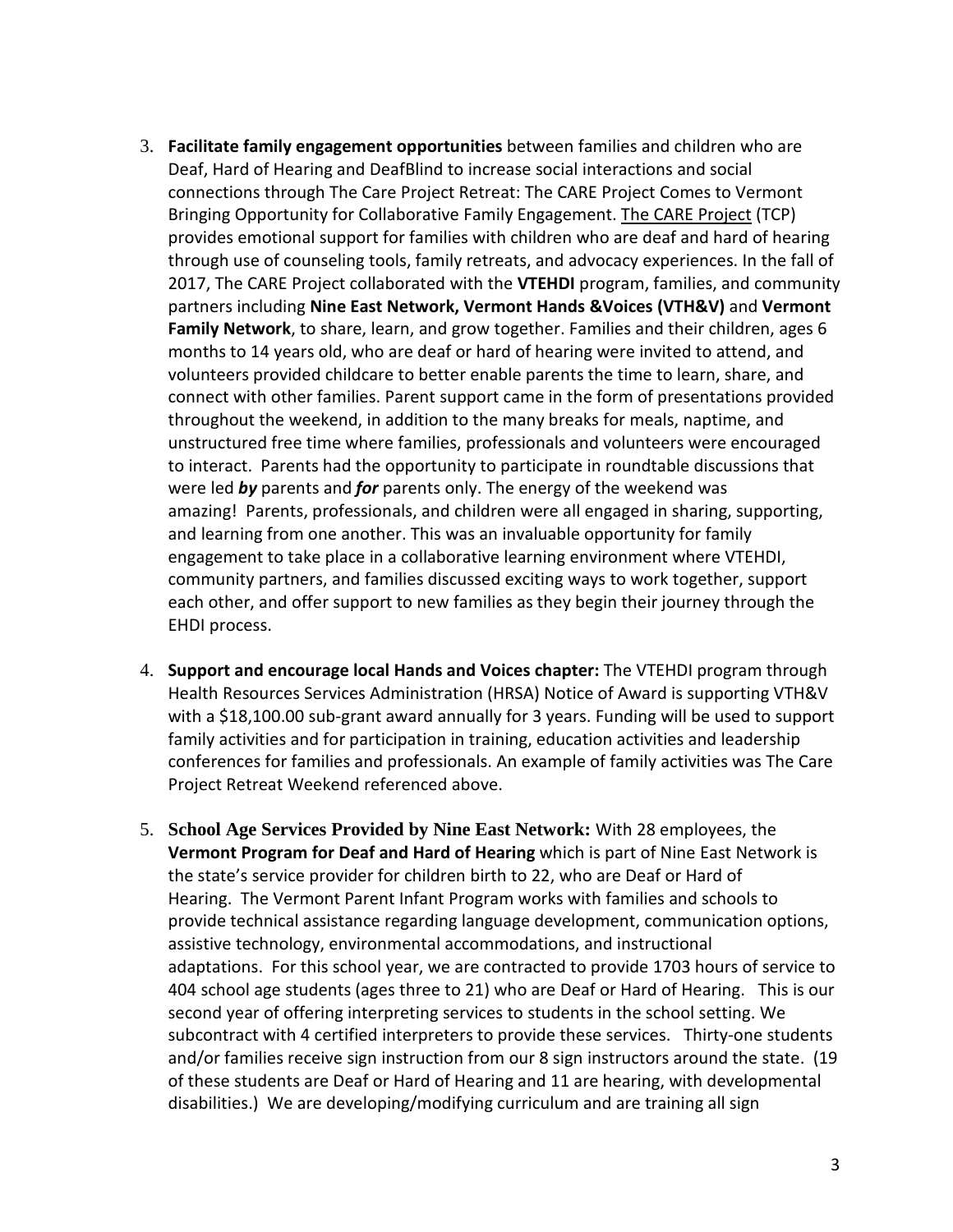3. **Facilitate family engagement opportunities** between families and children who are Deaf, Hard of Hearing and DeafBlind to increase social interactions and social connections through The Care Project Retreat: The CARE Project Comes to Vermont Bringing Opportunity for Collaborative Family Engagement. The CARE Project (TCP) provides emotional support for families with children who are deaf and hard of hearing through use of counseling tools, family retreats, and advocacy experiences. In the fall of 2017, The CARE Project collaborated with the **VTEHDI** program, families, and community partners including **Nine East Network, Vermont Hands &Voices (VTH&V)** and **Vermont Family Network**, to share, learn, and grow together. Families and their children, ages 6 months to 14 years old, who are deaf or hard of hearing were invited to attend, and volunteers provided childcare to better enable parents the time to learn, share, and connect with other families. Parent support came in the form of presentations provided throughout the weekend, in addition to the many breaks for meals, naptime, and unstructured free time where families, professionals and volunteers were encouraged to interact. Parents had the opportunity to participate in roundtable discussions that were led ***by*** parents and ***for*** parents only. The energy of the weekend was amazing! Parents, professionals, and children were all engaged in sharing, supporting, and learning from one another. This was an invaluable opportunity for family engagement to take place in a collaborative learning environment where VTEHDI, community partners, and families discussed exciting ways to work together, support each other, and offer support to new families as they begin their journey through the EHDI process.

4. **Support and encourage local Hands and Voices chapter:** The VTEHDI program through Health Resources Services Administration (HRSA) Notice of Award is supporting VTH&V with a $18,100.00 sub-grant award annually for 3 years. Funding will be used to support family activities and for participation in training, education activities and leadership conferences for families and professionals. An example of family activities was The Care Project Retreat Weekend referenced above.

5. **School Age Services Provided by Nine East Network:** With 28 employees, the **Vermont Program for Deaf and Hard of Hearing** which is part of Nine East Network is the state's service provider for children birth to 22, who are Deaf or Hard of Hearing. The Vermont Parent Infant Program works with families and schools to provide technical assistance regarding language development, communication options, assistive technology, environmental accommodations, and instructional adaptations. For this school year, we are contracted to provide 1703 hours of service to 404 school age students (ages three to 21) who are Deaf or Hard of Hearing. This is our second year of offering interpreting services to students in the school setting. We subcontract with 4 certified interpreters to provide these services. Thirty-one students and/or families receive sign instruction from our 8 sign instructors around the state. (19 of these students are Deaf or Hard of Hearing and 11 are hearing, with developmental disabilities.) We are developing/modifying curriculum and are training all sign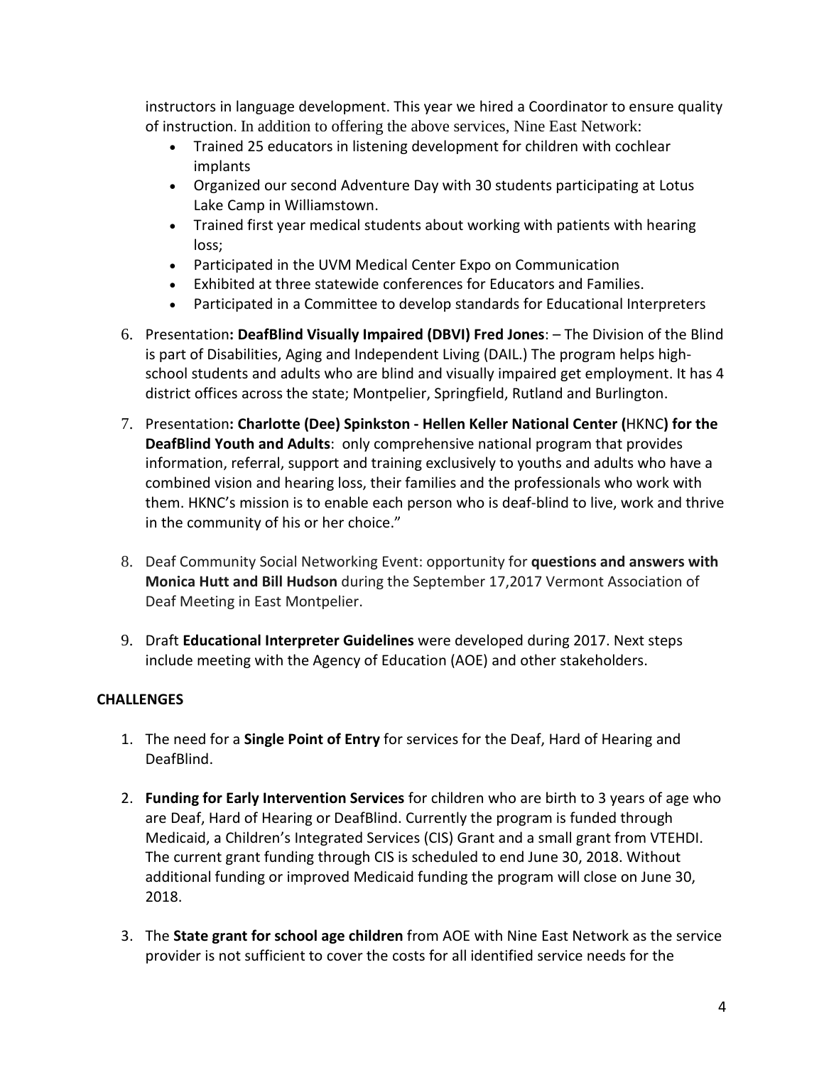instructors in language development. This year we hired a Coordinator to ensure quality of instruction. In addition to offering the above services, Nine East Network:

- Trained 25 educators in listening development for children with cochlear implants
- Organized our second Adventure Day with 30 students participating at Lotus Lake Camp in Williamstown.
- Trained first year medical students about working with patients with hearing loss;
- Participated in the UVM Medical Center Expo on Communication
- Exhibited at three statewide conferences for Educators and Families.
- Participated in a Committee to develop standards for Educational Interpreters

6. Presentation**: DeafBlind Visually Impaired (DBVI) Fred Jones**: – The Division of the Blind is part of Disabilities, Aging and Independent Living (DAIL.) The program helps high-school students and adults who are blind and visually impaired get employment. It has 4 district offices across the state; Montpelier, Springfield, Rutland and Burlington.

7. Presentation**: Charlotte (Dee) Spinkston - Hellen Keller National Center (**HKNC**) for the DeafBlind Youth and Adults**: only comprehensive national program that provides information, referral, support and training exclusively to youths and adults who have a combined vision and hearing loss, their families and the professionals who work with them. HKNC's mission is to enable each person who is deaf-blind to live, work and thrive in the community of his or her choice."

8. Deaf Community Social Networking Event: opportunity for **questions and answers with Monica Hutt and Bill Hudson** during the September 17,2017 Vermont Association of Deaf Meeting in East Montpelier.

9. Draft **Educational Interpreter Guidelines** were developed during 2017. Next steps include meeting with the Agency of Education (AOE) and other stakeholders.

**CHALLENGES**

1. The need for a **Single Point of Entry** for services for the Deaf, Hard of Hearing and DeafBlind.

2. **Funding for Early Intervention Services** for children who are birth to 3 years of age who are Deaf, Hard of Hearing or DeafBlind. Currently the program is funded through Medicaid, a Children's Integrated Services (CIS) Grant and a small grant from VTEHDI. The current grant funding through CIS is scheduled to end June 30, 2018. Without additional funding or improved Medicaid funding the program will close on June 30, 2018.

3. The **State grant for school age children** from AOE with Nine East Network as the service provider is not sufficient to cover the costs for all identified service needs for the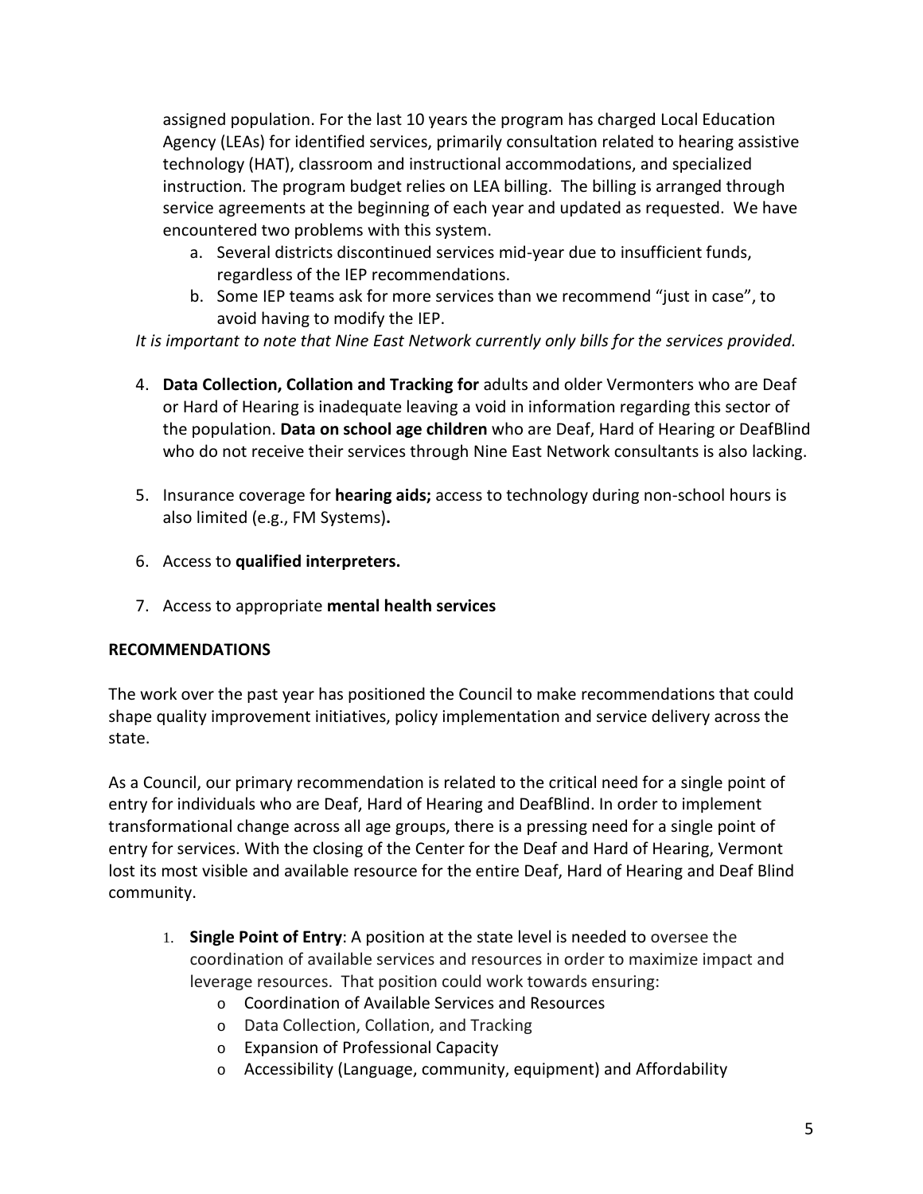assigned population. For the last 10 years the program has charged Local Education Agency (LEAs) for identified services, primarily consultation related to hearing assistive technology (HAT), classroom and instructional accommodations, and specialized instruction. The program budget relies on LEA billing. The billing is arranged through service agreements at the beginning of each year and updated as requested. We have encountered two problems with this system.

   a. Several districts discontinued services mid-year due to insufficient funds, regardless of the IEP recommendations.
   b. Some IEP teams ask for more services than we recommend "just in case", to avoid having to modify the IEP.

*It is important to note that Nine East Network currently only bills for the services provided.*

4. **Data Collection, Collation and Tracking for** adults and older Vermonters who are Deaf or Hard of Hearing is inadequate leaving a void in information regarding this sector of the population. **Data on school age children** who are Deaf, Hard of Hearing or DeafBlind who do not receive their services through Nine East Network consultants is also lacking.

5. Insurance coverage for **hearing aids;** access to technology during non-school hours is also limited (e.g., FM Systems)**.**

6. Access to **qualified interpreters.**

7. Access to appropriate **mental health services**

**RECOMMENDATIONS**

The work over the past year has positioned the Council to make recommendations that could shape quality improvement initiatives, policy implementation and service delivery across the state.

As a Council, our primary recommendation is related to the critical need for a single point of entry for individuals who are Deaf, Hard of Hearing and DeafBlind. In order to implement transformational change across all age groups, there is a pressing need for a single point of entry for services. With the closing of the Center for the Deaf and Hard of Hearing, Vermont lost its most visible and available resource for the entire Deaf, Hard of Hearing and Deaf Blind community.

1. **Single Point of Entry**: A position at the state level is needed to oversee the coordination of available services and resources in order to maximize impact and leverage resources. That position could work towards ensuring:
   - Coordination of Available Services and Resources
   - Data Collection, Collation, and Tracking
   - Expansion of Professional Capacity
   - Accessibility (Language, community, equipment) and Affordability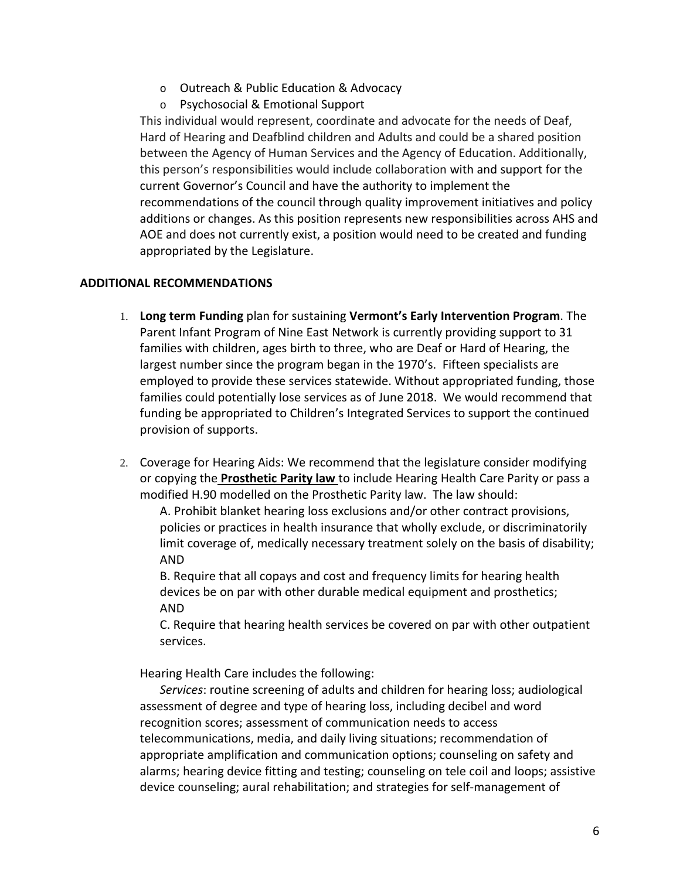- Outreach & Public Education & Advocacy
- Psychosocial & Emotional Support

This individual would represent, coordinate and advocate for the needs of Deaf, Hard of Hearing and Deafblind children and Adults and could be a shared position between the Agency of Human Services and the Agency of Education. Additionally, this person's responsibilities would include collaboration with and support for the current Governor's Council and have the authority to implement the recommendations of the council through quality improvement initiatives and policy additions or changes. As this position represents new responsibilities across AHS and AOE and does not currently exist, a position would need to be created and funding appropriated by the Legislature.

**ADDITIONAL RECOMMENDATIONS**

1. **Long term Funding** plan for sustaining **Vermont's Early Intervention Program**. The Parent Infant Program of Nine East Network is currently providing support to 31 families with children, ages birth to three, who are Deaf or Hard of Hearing, the largest number since the program began in the 1970's. Fifteen specialists are employed to provide these services statewide. Without appropriated funding, those families could potentially lose services as of June 2018. We would recommend that funding be appropriated to Children's Integrated Services to support the continued provision of supports.

2. Coverage for Hearing Aids: We recommend that the legislature consider modifying or copying the **Prosthetic Parity law** to include Hearing Health Care Parity or pass a modified H.90 modelled on the Prosthetic Parity law. The law should:

   A. Prohibit blanket hearing loss exclusions and/or other contract provisions, policies or practices in health insurance that wholly exclude, or discriminatorily limit coverage of, medically necessary treatment solely on the basis of disability; AND

   B. Require that all copays and cost and frequency limits for hearing health devices be on par with other durable medical equipment and prosthetics; AND

   C. Require that hearing health services be covered on par with other outpatient services.

   Hearing Health Care includes the following:

   *Services*: routine screening of adults and children for hearing loss; audiological assessment of degree and type of hearing loss, including decibel and word recognition scores; assessment of communication needs to access telecommunications, media, and daily living situations; recommendation of appropriate amplification and communication options; counseling on safety and alarms; hearing device fitting and testing; counseling on tele coil and loops; assistive device counseling; aural rehabilitation; and strategies for self-management of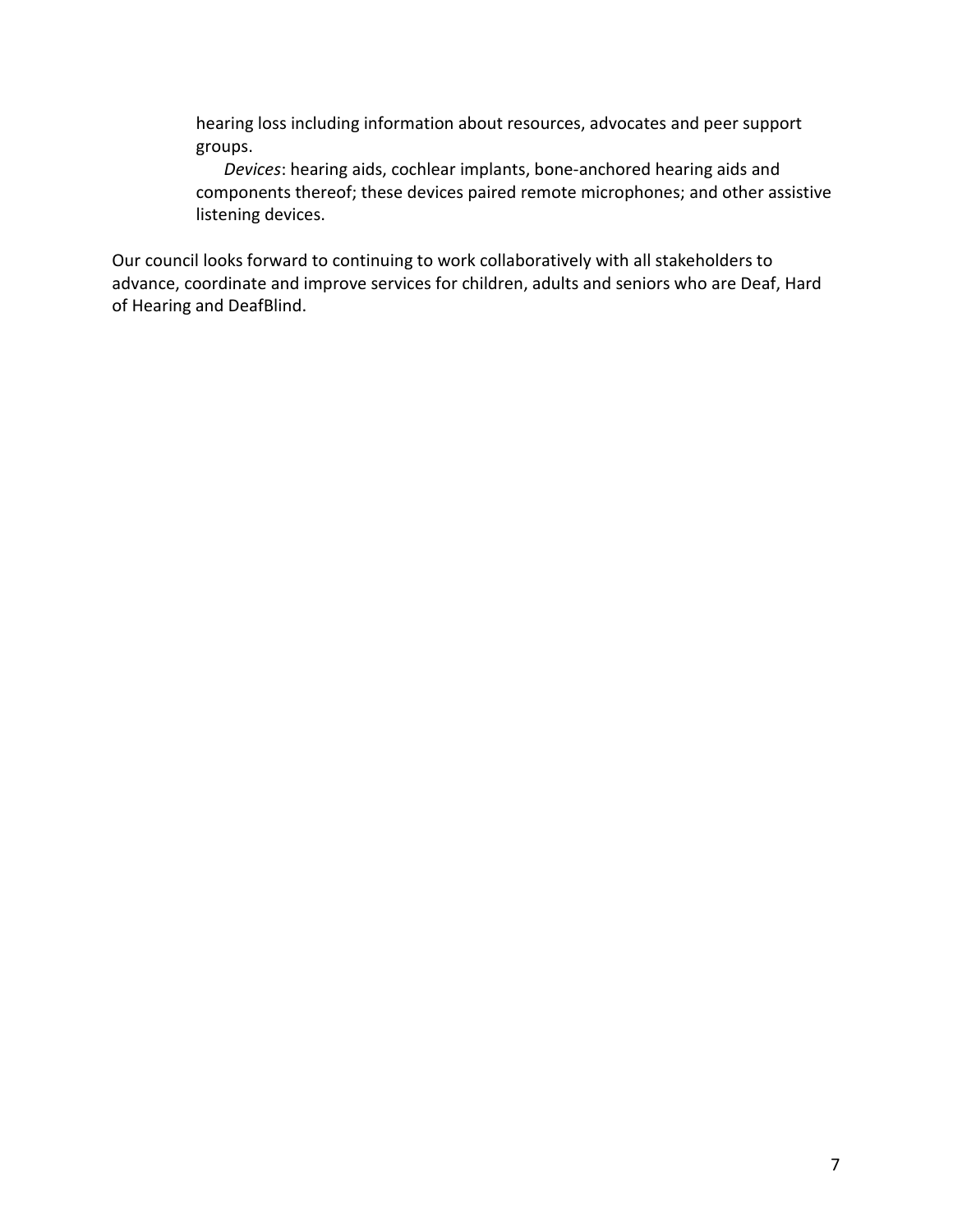hearing loss including information about resources, advocates and peer support groups.

*Devices*: hearing aids, cochlear implants, bone-anchored hearing aids and components thereof; these devices paired remote microphones; and other assistive listening devices.

Our council looks forward to continuing to work collaboratively with all stakeholders to advance, coordinate and improve services for children, adults and seniors who are Deaf, Hard of Hearing and DeafBlind.